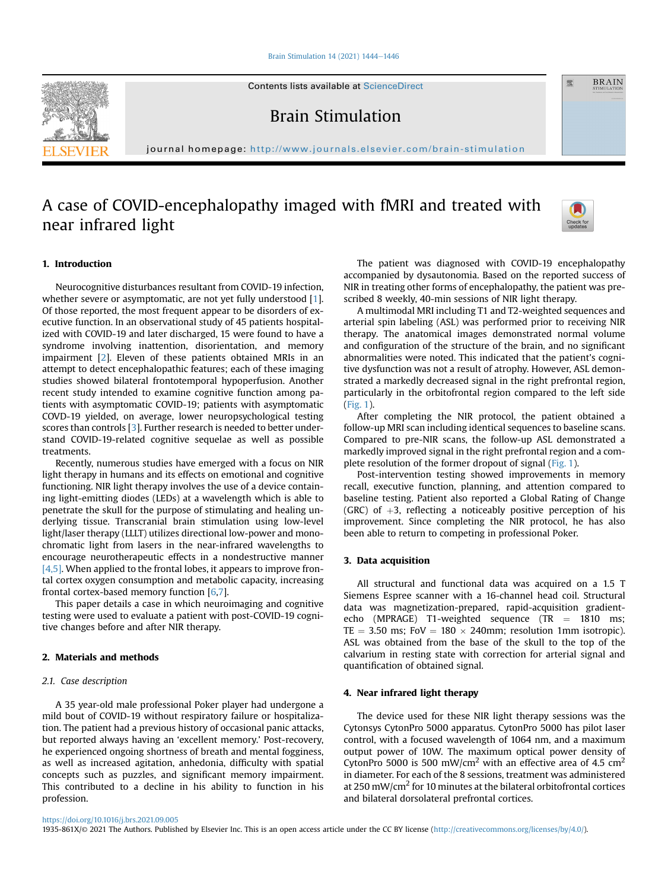# A case of COVID-encephalopathy imaged with fMRI and treated with near infrared light

## 1. Introduction

Neurocognitive disturbances resultant from COVID-19 infection, whether severe or asymptomatic, are not yet fully understood [1]. Of those reported, the most frequent appear to be disorders of executive function. In an observational study of 45 patients hospitalized with COVID-19 and later discharged, 15 were found to have a syndrome involving inattention, disorientation, and memory impairment [2]. Eleven of these patients obtained MRIs in an attempt to detect encephalopathic features; each of these imaging studies showed bilateral frontotemporal hypoperfusion. Another recent study intended to examine cognitive function among patients with asymptomatic COVID-19; patients with asymptomatic COVD-19 yielded, on average, lower neuropsychological testing scores than controls [3]. Further research is needed to better understand COVID-19-related cognitive sequelae as well as possible treatments.

Recently, numerous studies have emerged with a focus on NIR light therapy in humans and its effects on emotional and cognitive functioning. NIR light therapy involves the use of a device containing light-emitting diodes (LEDs) at a wavelength which is able to penetrate the skull for the purpose of stimulating and healing underlying tissue. Transcranial brain stimulation using low-level light/laser therapy (LLLT) utilizes directional low-power and monochromatic light from lasers in the near-infrared wavelengths to encourage neurotherapeutic effects in a nondestructive manner [4,5]. When applied to the frontal lobes, it appears to improve frontal cortex oxygen consumption and metabolic capacity, increasing frontal cortex-based memory function [6,7].

This paper details a case in which neuroimaging and cognitive testing were used to evaluate a patient with post-COVID-19 cognitive changes before and after NIR therapy.

## 2. Materials and methods

### 2.1. Case description

A 35 year-old male professional Poker player had undergone a mild bout of COVID-19 without respiratory failure or hospitalization. The patient had a previous history of occasional panic attacks, but reported always having an 'excellent memory.' Post-recovery, he experienced ongoing shortness of breath and mental fogginess, as well as increased agitation, anhedonia, difficulty with spatial concepts such as puzzles, and significant memory impairment. This contributed to a decline in his ability to function in his profession.

The patient was diagnosed with COVID-19 encephalopathy accompanied by dysautonomia. Based on the reported success of NIR in treating other forms of encephalopathy, the patient was prescribed 8 weekly, 40-min sessions of NIR light therapy.

A multimodal MRI including T1 and T2-weighted sequences and arterial spin labeling (ASL) was performed prior to receiving NIR therapy. The anatomical images demonstrated normal volume and configuration of the structure of the brain, and no significant abnormalities were noted. This indicated that the patient's cognitive dysfunction was not a result of atrophy. However, ASL demonstrated a markedly decreased signal in the right prefrontal region, particularly in the orbitofrontal region compared to the left side (Fig. 1).

After completing the NIR protocol, the patient obtained a follow-up MRI scan including identical sequences to baseline scans. Compared to pre-NIR scans, the follow-up ASL demonstrated a markedly improved signal in the right prefrontal region and a complete resolution of the former dropout of signal (Fig. 1).

Post-intervention testing showed improvements in memory recall, executive function, planning, and attention compared to baseline testing. Patient also reported a Global Rating of Change (GRC) of +3, reflecting a noticeably positive perception of his improvement. Since completing the NIR protocol, he has also been able to return to competing in professional Poker.

## 3. Data acquisition

All structural and functional data was acquired on a 1.5 T Siemens Espree scanner with a 16-channel head coil. Structural data was magnetization-prepared, rapid-acquisition gradient-echo (MPRAGE) T1-weighted sequence (TR = 1810 ms; TE = 3.50 ms; FoV = 180 × 240mm; resolution 1mm isotropic). ASL was obtained from the base of the skull to the top of the calvarium in resting state with correction for arterial signal and quantification of obtained signal.

## 4. Near infrared light therapy

The device used for these NIR light therapy sessions was the Cytonsys CytonPro 5000 apparatus. CytonPro 5000 has pilot laser control, with a focused wavelength of 1064 nm, and a maximum output power of 10W. The maximum optical power density of CytonPro 5000 is 500 mW/cm$^2$ with an effective area of 4.5 cm$^2$ in diameter. For each of the 8 sessions, treatment was administered at 250 mW/cm$^2$ for 10 minutes at the bilateral orbitofrontal cortices and bilateral dorsolateral prefrontal cortices.

https://doi.org/10.1016/j.brs.2021.09.005

1935-861X/© 2021 The Authors. Published by Elsevier Inc. This is an open access article under the CC BY license (http://creativecommons.org/licenses/by/4.0/).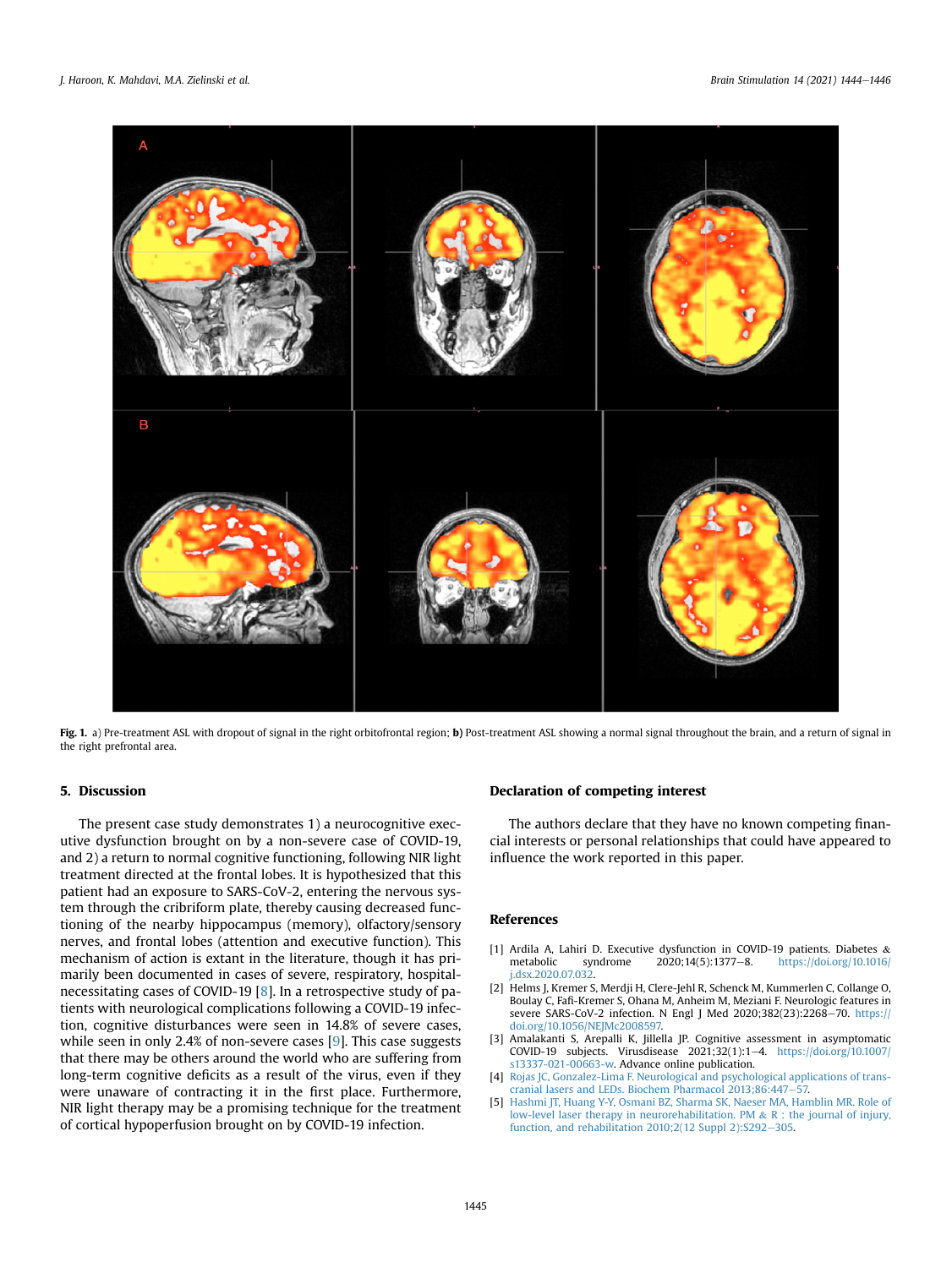**Fig. 1.** a) Pre-treatment ASL with dropout of signal in the right orbitofrontal region; **b)** Post-treatment ASL showing a normal signal throughout the brain, and a return of signal in the right prefrontal area.

## 5. Discussion

The present case study demonstrates 1) a neurocognitive executive dysfunction brought on by a non-severe case of COVID-19, and 2) a return to normal cognitive functioning, following NIR light treatment directed at the frontal lobes. It is hypothesized that this patient had an exposure to SARS-CoV-2, entering the nervous system through the cribriform plate, thereby causing decreased functioning of the nearby hippocampus (memory), olfactory/sensory nerves, and frontal lobes (attention and executive function). This mechanism of action is extant in the literature, though it has primarily been documented in cases of severe, respiratory, hospital-necessitating cases of COVID-19 [8]. In a retrospective study of patients with neurological complications following a COVID-19 infection, cognitive disturbances were seen in 14.8% of severe cases, while seen in only 2.4% of non-severe cases [9]. This case suggests that there may be others around the world who are suffering from long-term cognitive deficits as a result of the virus, even if they were unaware of contracting it in the first place. Furthermore, NIR light therapy may be a promising technique for the treatment of cortical hypoperfusion brought on by COVID-19 infection.

## Declaration of competing interest

The authors declare that they have no known competing financial interests or personal relationships that could have appeared to influence the work reported in this paper.

## References

[1] Ardila A, Lahiri D. Executive dysfunction in COVID-19 patients. Diabetes & metabolic syndrome 2020;14(5):1377–8. https://doi.org/10.1016/j.dsx.2020.07.032.

[2] Helms J, Kremer S, Merdji H, Clere-Jehl R, Schenck M, Kummerlen C, Collange O, Boulay C, Fafi-Kremer S, Ohana M, Anheim M, Meziani F. Neurologic features in severe SARS-CoV-2 infection. N Engl J Med 2020;382(23):2268–70. https://doi.org/10.1056/NEJMc2008597.

[3] Amalakanti S, Arepalli K, Jillella JP. Cognitive assessment in asymptomatic COVID-19 subjects. Virusdisease 2021;32(1):1–4. https://doi.org/10.1007/s13337-021-00663-w. Advance online publication.

[4] Rojas JC, Gonzalez-Lima F. Neurological and psychological applications of transcranial lasers and LEDs. Biochem Pharmacol 2013;86:447–57.

[5] Hashmi JT, Huang Y-Y, Osmani BZ, Sharma SK, Naeser MA, Hamblin MR. Role of low-level laser therapy in neurorehabilitation. PM & R : the journal of injury, function, and rehabilitation 2010;2(12 Suppl 2):S292–305.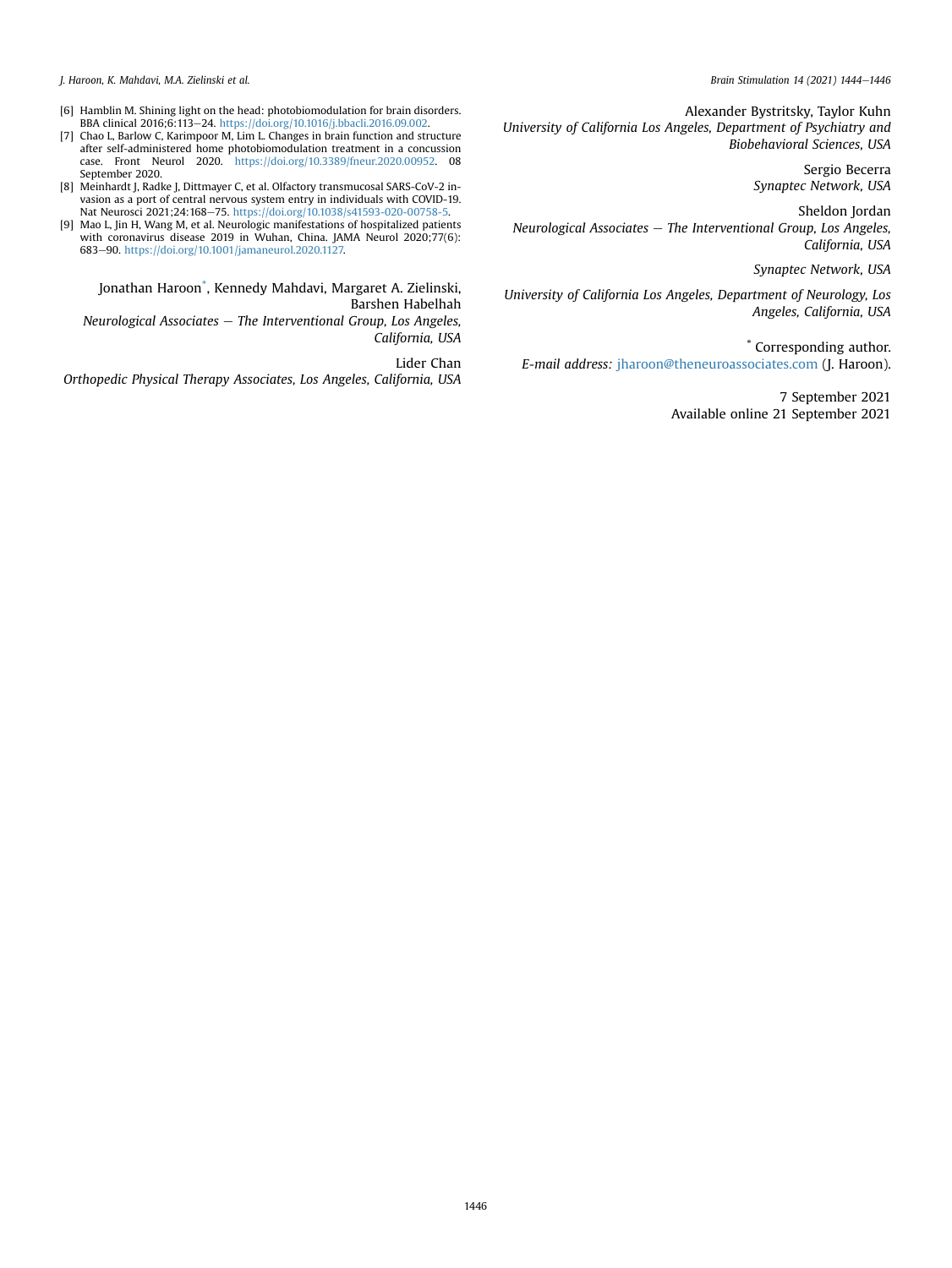[6] Hamblin M. Shining light on the head: photobiomodulation for brain disorders. BBA clinical 2016;6:113–24. https://doi.org/10.1016/j.bbacli.2016.09.002.

[7] Chao L, Barlow C, Karimpoor M, Lim L. Changes in brain function and structure after self-administered home photobiomodulation treatment in a concussion case. Front Neurol 2020. https://doi.org/10.3389/fneur.2020.00952. 08 September 2020.

[8] Meinhardt J, Radke J, Dittmayer C, et al. Olfactory transmucosal SARS-CoV-2 invasion as a port of central nervous system entry in individuals with COVID-19. Nat Neurosci 2021;24:168–75. https://doi.org/10.1038/s41593-020-00758-5.

[9] Mao L, Jin H, Wang M, et al. Neurologic manifestations of hospitalized patients with coronavirus disease 2019 in Wuhan, China. JAMA Neurol 2020;77(6):683–90. https://doi.org/10.1001/jamaneurol.2020.1127.

Jonathan Haroon*, Kennedy Mahdavi, Margaret A. Zielinski, Barshen Habelhah
*Neurological Associates – The Interventional Group, Los Angeles, California, USA*

Lider Chan
*Orthopedic Physical Therapy Associates, Los Angeles, California, USA*

Alexander Bystritsky, Taylor Kuhn
*University of California Los Angeles, Department of Psychiatry and Biobehavioral Sciences, USA*

Sergio Becerra
*Synaptec Network, USA*

Sheldon Jordan
*Neurological Associates – The Interventional Group, Los Angeles, California, USA*

*Synaptec Network, USA*

*University of California Los Angeles, Department of Neurology, Los Angeles, California, USA*

\* Corresponding author.
*E-mail address:* jharoon@theneuroassociates.com (J. Haroon).

7 September 2021
Available online 21 September 2021